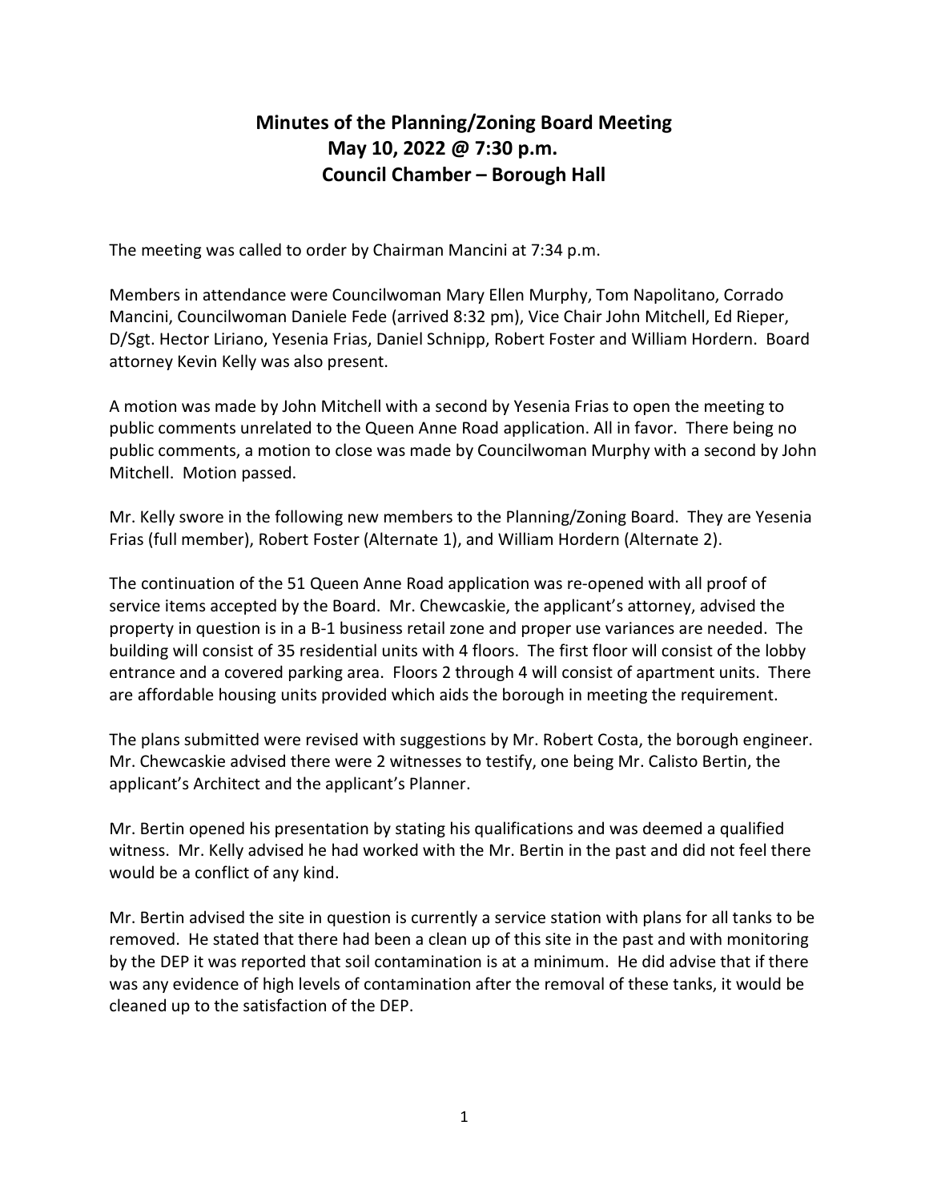# Minutes of the Planning/Zoning Board Meeting
## May 10, 2022 @ 7:30 p.m.
## Council Chamber – Borough Hall

The meeting was called to order by Chairman Mancini at 7:34 p.m.

Members in attendance were Councilwoman Mary Ellen Murphy, Tom Napolitano, Corrado Mancini, Councilwoman Daniele Fede (arrived 8:32 pm), Vice Chair John Mitchell, Ed Rieper, D/Sgt. Hector Liriano, Yesenia Frias, Daniel Schnipp, Robert Foster and William Hordern. Board attorney Kevin Kelly was also present.

A motion was made by John Mitchell with a second by Yesenia Frias to open the meeting to public comments unrelated to the Queen Anne Road application. All in favor. There being no public comments, a motion to close was made by Councilwoman Murphy with a second by John Mitchell. Motion passed.

Mr. Kelly swore in the following new members to the Planning/Zoning Board. They are Yesenia Frias (full member), Robert Foster (Alternate 1), and William Hordern (Alternate 2).

The continuation of the 51 Queen Anne Road application was re-opened with all proof of service items accepted by the Board. Mr. Chewcaskie, the applicant's attorney, advised the property in question is in a B-1 business retail zone and proper use variances are needed. The building will consist of 35 residential units with 4 floors. The first floor will consist of the lobby entrance and a covered parking area. Floors 2 through 4 will consist of apartment units. There are affordable housing units provided which aids the borough in meeting the requirement.

The plans submitted were revised with suggestions by Mr. Robert Costa, the borough engineer. Mr. Chewcaskie advised there were 2 witnesses to testify, one being Mr. Calisto Bertin, the applicant's Architect and the applicant's Planner.

Mr. Bertin opened his presentation by stating his qualifications and was deemed a qualified witness. Mr. Kelly advised he had worked with the Mr. Bertin in the past and did not feel there would be a conflict of any kind.

Mr. Bertin advised the site in question is currently a service station with plans for all tanks to be removed. He stated that there had been a clean up of this site in the past and with monitoring by the DEP it was reported that soil contamination is at a minimum. He did advise that if there was any evidence of high levels of contamination after the removal of these tanks, it would be cleaned up to the satisfaction of the DEP.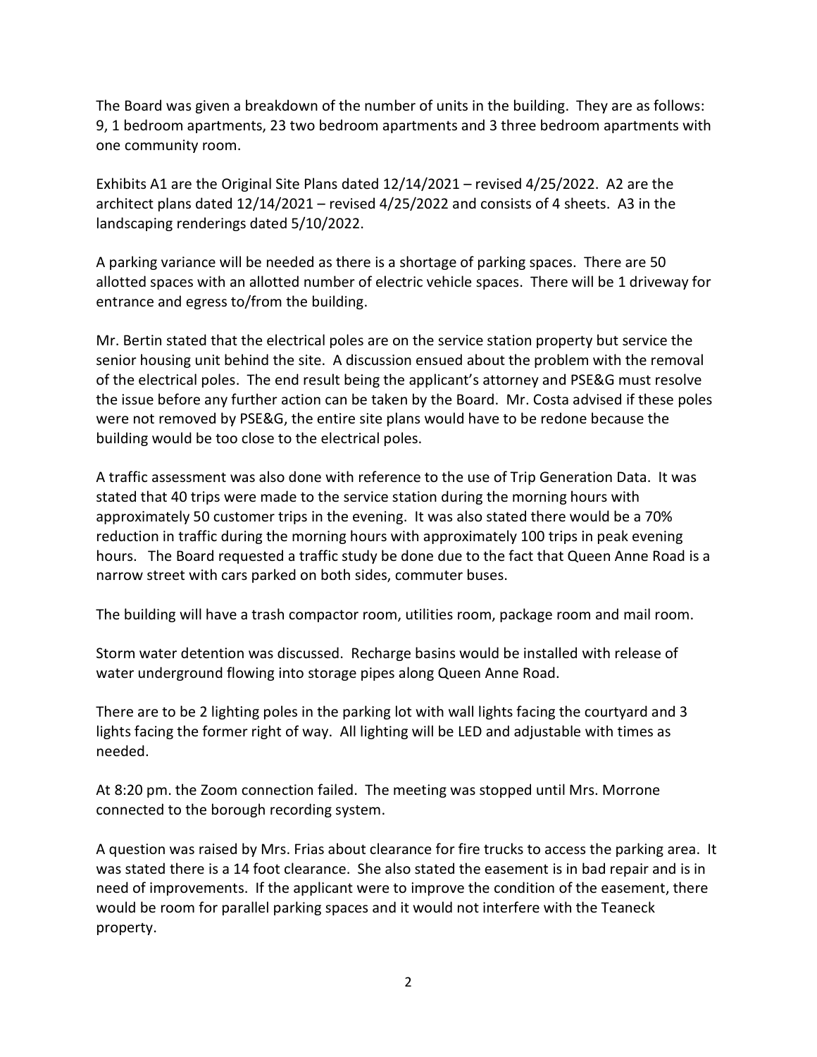The Board was given a breakdown of the number of units in the building. They are as follows: 9, 1 bedroom apartments, 23 two bedroom apartments and 3 three bedroom apartments with one community room.

Exhibits A1 are the Original Site Plans dated 12/14/2021 – revised 4/25/2022. A2 are the architect plans dated 12/14/2021 – revised 4/25/2022 and consists of 4 sheets. A3 in the landscaping renderings dated 5/10/2022.

A parking variance will be needed as there is a shortage of parking spaces. There are 50 allotted spaces with an allotted number of electric vehicle spaces. There will be 1 driveway for entrance and egress to/from the building.

Mr. Bertin stated that the electrical poles are on the service station property but service the senior housing unit behind the site. A discussion ensued about the problem with the removal of the electrical poles. The end result being the applicant's attorney and PSE&G must resolve the issue before any further action can be taken by the Board. Mr. Costa advised if these poles were not removed by PSE&G, the entire site plans would have to be redone because the building would be too close to the electrical poles.

A traffic assessment was also done with reference to the use of Trip Generation Data. It was stated that 40 trips were made to the service station during the morning hours with approximately 50 customer trips in the evening. It was also stated there would be a 70% reduction in traffic during the morning hours with approximately 100 trips in peak evening hours. The Board requested a traffic study be done due to the fact that Queen Anne Road is a narrow street with cars parked on both sides, commuter buses.

The building will have a trash compactor room, utilities room, package room and mail room.

Storm water detention was discussed. Recharge basins would be installed with release of water underground flowing into storage pipes along Queen Anne Road.

There are to be 2 lighting poles in the parking lot with wall lights facing the courtyard and 3 lights facing the former right of way. All lighting will be LED and adjustable with times as needed.

At 8:20 pm. the Zoom connection failed. The meeting was stopped until Mrs. Morrone connected to the borough recording system.

A question was raised by Mrs. Frias about clearance for fire trucks to access the parking area. It was stated there is a 14 foot clearance. She also stated the easement is in bad repair and is in need of improvements. If the applicant were to improve the condition of the easement, there would be room for parallel parking spaces and it would not interfere with the Teaneck property.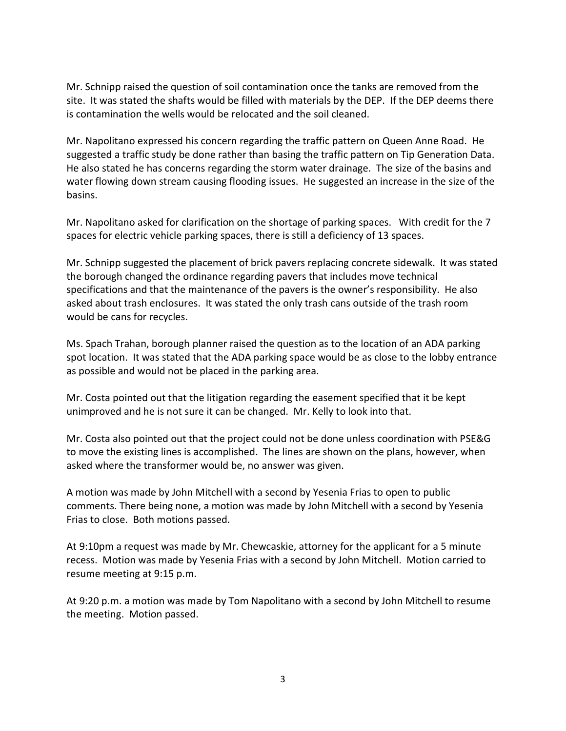Mr. Schnipp raised the question of soil contamination once the tanks are removed from the site. It was stated the shafts would be filled with materials by the DEP. If the DEP deems there is contamination the wells would be relocated and the soil cleaned.

Mr. Napolitano expressed his concern regarding the traffic pattern on Queen Anne Road. He suggested a traffic study be done rather than basing the traffic pattern on Tip Generation Data. He also stated he has concerns regarding the storm water drainage. The size of the basins and water flowing down stream causing flooding issues. He suggested an increase in the size of the basins.

Mr. Napolitano asked for clarification on the shortage of parking spaces. With credit for the 7 spaces for electric vehicle parking spaces, there is still a deficiency of 13 spaces.

Mr. Schnipp suggested the placement of brick pavers replacing concrete sidewalk. It was stated the borough changed the ordinance regarding pavers that includes move technical specifications and that the maintenance of the pavers is the owner's responsibility. He also asked about trash enclosures. It was stated the only trash cans outside of the trash room would be cans for recycles.

Ms. Spach Trahan, borough planner raised the question as to the location of an ADA parking spot location. It was stated that the ADA parking space would be as close to the lobby entrance as possible and would not be placed in the parking area.

Mr. Costa pointed out that the litigation regarding the easement specified that it be kept unimproved and he is not sure it can be changed. Mr. Kelly to look into that.

Mr. Costa also pointed out that the project could not be done unless coordination with PSE&G to move the existing lines is accomplished. The lines are shown on the plans, however, when asked where the transformer would be, no answer was given.

A motion was made by John Mitchell with a second by Yesenia Frias to open to public comments. There being none, a motion was made by John Mitchell with a second by Yesenia Frias to close. Both motions passed.

At 9:10pm a request was made by Mr. Chewcaskie, attorney for the applicant for a 5 minute recess. Motion was made by Yesenia Frias with a second by John Mitchell. Motion carried to resume meeting at 9:15 p.m.

At 9:20 p.m. a motion was made by Tom Napolitano with a second by John Mitchell to resume the meeting. Motion passed.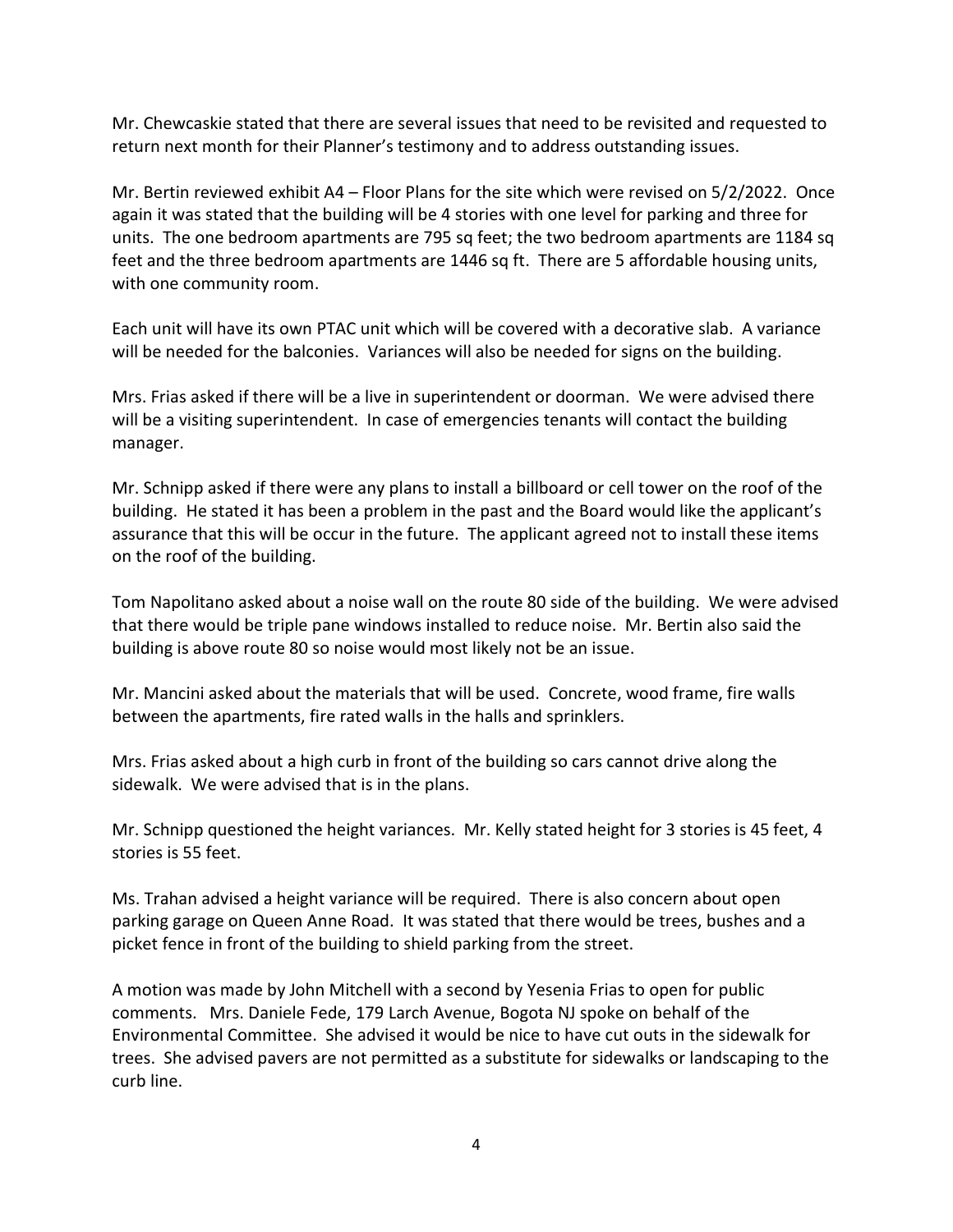Mr. Chewcaskie stated that there are several issues that need to be revisited and requested to return next month for their Planner's testimony and to address outstanding issues.

Mr. Bertin reviewed exhibit A4 – Floor Plans for the site which were revised on 5/2/2022. Once again it was stated that the building will be 4 stories with one level for parking and three for units. The one bedroom apartments are 795 sq feet; the two bedroom apartments are 1184 sq feet and the three bedroom apartments are 1446 sq ft. There are 5 affordable housing units, with one community room.

Each unit will have its own PTAC unit which will be covered with a decorative slab. A variance will be needed for the balconies. Variances will also be needed for signs on the building.

Mrs. Frias asked if there will be a live in superintendent or doorman. We were advised there will be a visiting superintendent. In case of emergencies tenants will contact the building manager.

Mr. Schnipp asked if there were any plans to install a billboard or cell tower on the roof of the building. He stated it has been a problem in the past and the Board would like the applicant's assurance that this will be occur in the future. The applicant agreed not to install these items on the roof of the building.

Tom Napolitano asked about a noise wall on the route 80 side of the building. We were advised that there would be triple pane windows installed to reduce noise. Mr. Bertin also said the building is above route 80 so noise would most likely not be an issue.

Mr. Mancini asked about the materials that will be used. Concrete, wood frame, fire walls between the apartments, fire rated walls in the halls and sprinklers.

Mrs. Frias asked about a high curb in front of the building so cars cannot drive along the sidewalk. We were advised that is in the plans.

Mr. Schnipp questioned the height variances. Mr. Kelly stated height for 3 stories is 45 feet, 4 stories is 55 feet.

Ms. Trahan advised a height variance will be required. There is also concern about open parking garage on Queen Anne Road. It was stated that there would be trees, bushes and a picket fence in front of the building to shield parking from the street.

A motion was made by John Mitchell with a second by Yesenia Frias to open for public comments. Mrs. Daniele Fede, 179 Larch Avenue, Bogota NJ spoke on behalf of the Environmental Committee. She advised it would be nice to have cut outs in the sidewalk for trees. She advised pavers are not permitted as a substitute for sidewalks or landscaping to the curb line.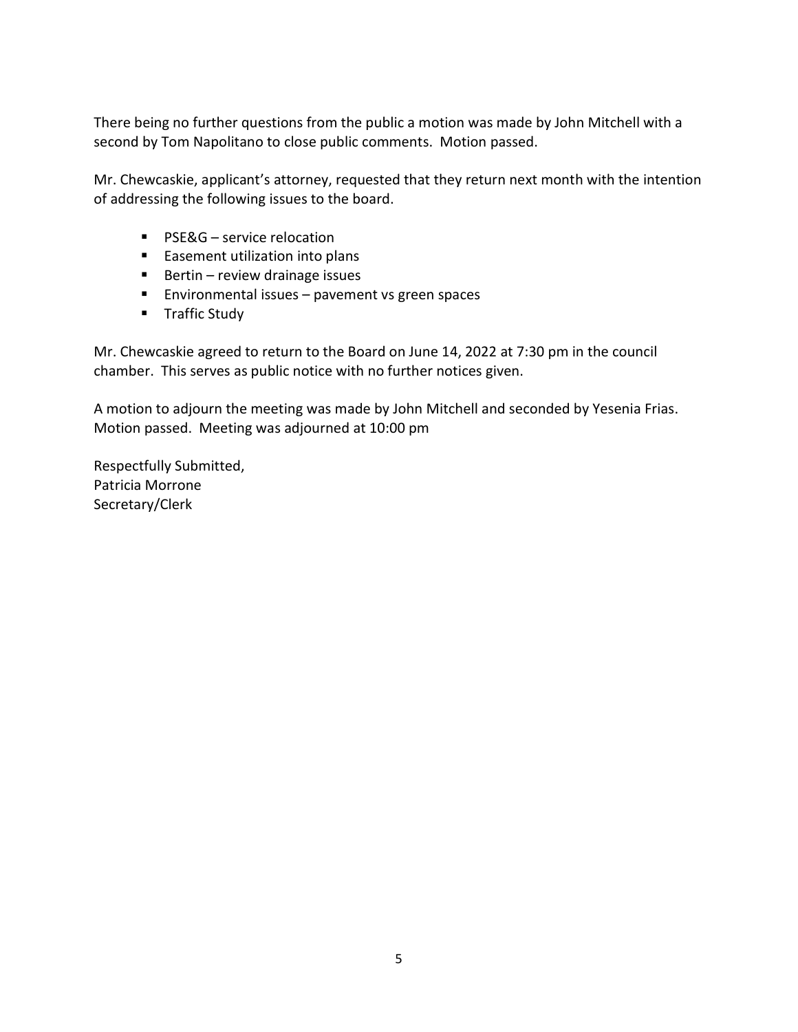There being no further questions from the public a motion was made by John Mitchell with a second by Tom Napolitano to close public comments. Motion passed.

Mr. Chewcaskie, applicant's attorney, requested that they return next month with the intention of addressing the following issues to the board.

- PSE&G – service relocation
- Easement utilization into plans
- Bertin – review drainage issues
- Environmental issues – pavement vs green spaces
- Traffic Study

Mr. Chewcaskie agreed to return to the Board on June 14, 2022 at 7:30 pm in the council chamber. This serves as public notice with no further notices given.

A motion to adjourn the meeting was made by John Mitchell and seconded by Yesenia Frias. Motion passed. Meeting was adjourned at 10:00 pm

Respectfully Submitted,
Patricia Morrone
Secretary/Clerk